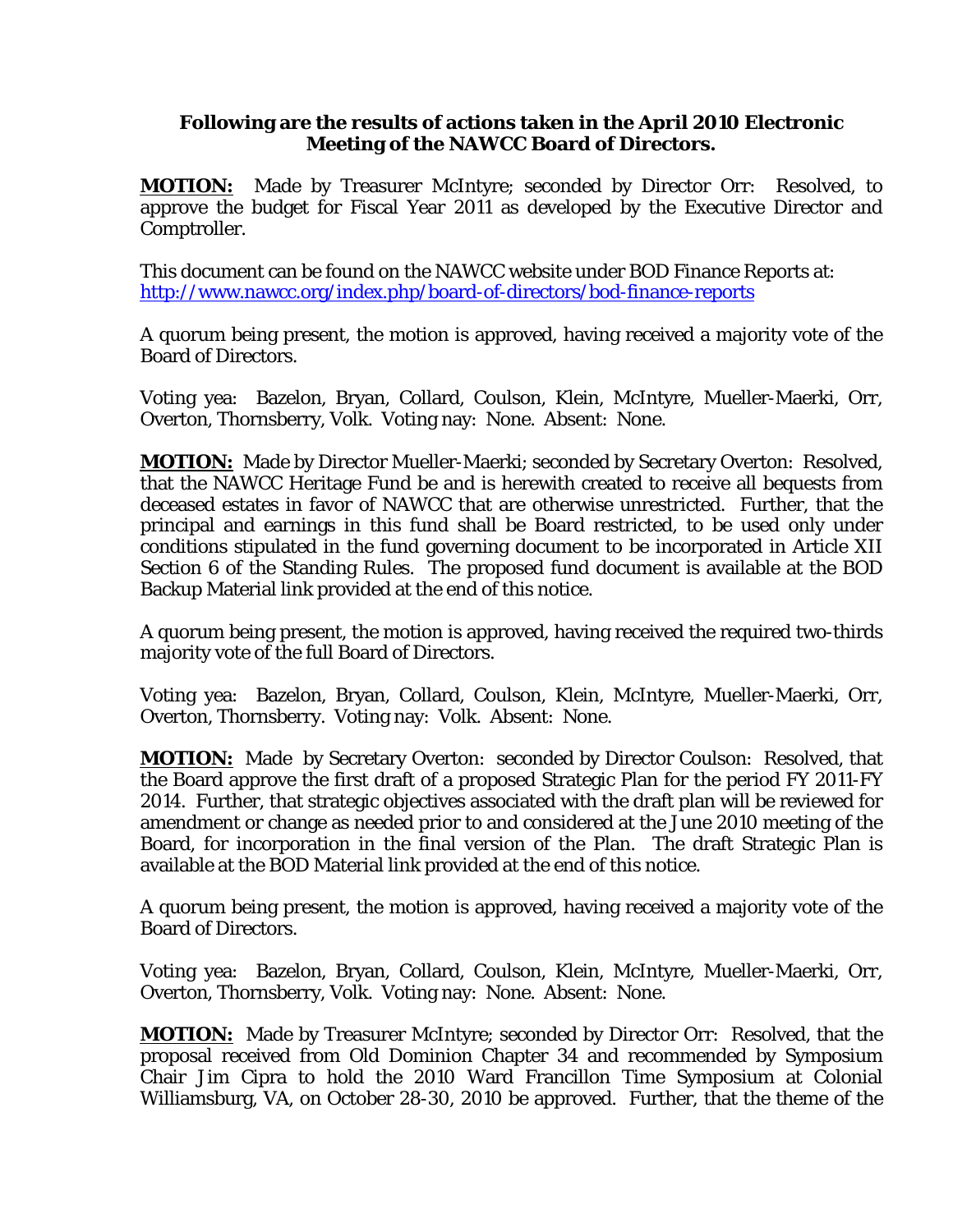**Following are the results of actions taken in the April 2010 Electronic Meeting of the NAWCC Board of Directors.**

**MOTION:** Made by Treasurer McIntyre; seconded by Director Orr: Resolved, to approve the budget for Fiscal Year 2011 as developed by the Executive Director and Comptroller.

This document can be found on the NAWCC website under BOD Finance Reports at: http://www.nawcc.org/index.php/board-of-directors/bod-finance-reports

A quorum being present, the motion is approved, having received a majority vote of the Board of Directors.

Voting yea: Bazelon, Bryan, Collard, Coulson, Klein, McIntyre, Mueller-Maerki, Orr, Overton, Thornsberry, Volk. Voting nay: None. Absent: None.

**MOTION:** Made by Director Mueller-Maerki; seconded by Secretary Overton: Resolved, that the NAWCC Heritage Fund be and is herewith created to receive all bequests from deceased estates in favor of NAWCC that are otherwise unrestricted. Further, that the principal and earnings in this fund shall be Board restricted, to be used only under conditions stipulated in the fund governing document to be incorporated in Article XII Section 6 of the Standing Rules. The proposed fund document is available at the BOD Backup Material link provided at the end of this notice.

A quorum being present, the motion is approved, having received the required two-thirds majority vote of the full Board of Directors.

Voting yea: Bazelon, Bryan, Collard, Coulson, Klein, McIntyre, Mueller-Maerki, Orr, Overton, Thornsberry. Voting nay: Volk. Absent: None.

**MOTION:** Made by Secretary Overton: seconded by Director Coulson: Resolved, that the Board approve the first draft of a proposed Strategic Plan for the period FY 2011-FY 2014. Further, that strategic objectives associated with the draft plan will be reviewed for amendment or change as needed prior to and considered at the June 2010 meeting of the Board, for incorporation in the final version of the Plan. The draft Strategic Plan is available at the BOD Material link provided at the end of this notice.

A quorum being present, the motion is approved, having received a majority vote of the Board of Directors.

Voting yea: Bazelon, Bryan, Collard, Coulson, Klein, McIntyre, Mueller-Maerki, Orr, Overton, Thornsberry, Volk. Voting nay: None. Absent: None.

**MOTION:** Made by Treasurer McIntyre; seconded by Director Orr: Resolved, that the proposal received from Old Dominion Chapter 34 and recommended by Symposium Chair Jim Cipra to hold the 2010 Ward Francillon Time Symposium at Colonial Williamsburg, VA, on October 28-30, 2010 be approved. Further, that the theme of the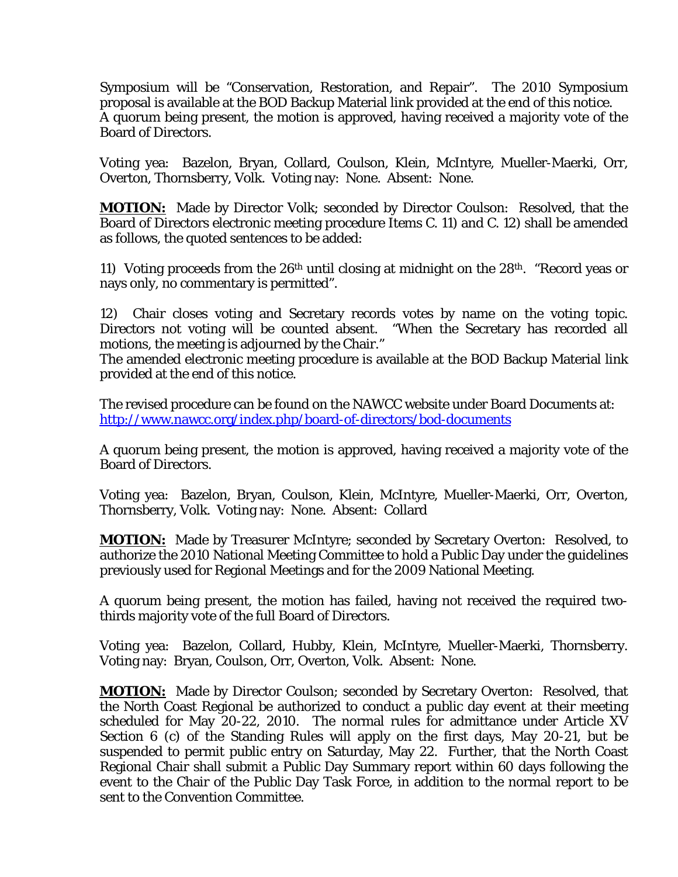Symposium will be "Conservation, Restoration, and Repair". The 2010 Symposium proposal is available at the BOD Backup Material link provided at the end of this notice. A quorum being present, the motion is approved, having received a majority vote of the Board of Directors.

Voting yea: Bazelon, Bryan, Collard, Coulson, Klein, McIntyre, Mueller-Maerki, Orr, Overton, Thornsberry, Volk. Voting nay: None. Absent: None.

**MOTION:** Made by Director Volk; seconded by Director Coulson: Resolved, that the Board of Directors electronic meeting procedure Items C. 11) and C. 12) shall be amended as follows, the quoted sentences to be added:

11) Voting proceeds from the 26th until closing at midnight on the 28th. "Record yeas or nays only, no commentary is permitted".

12) Chair closes voting and Secretary records votes by name on the voting topic. Directors not voting will be counted absent. "When the Secretary has recorded all motions, the meeting is adjourned by the Chair."
The amended electronic meeting procedure is available at the BOD Backup Material link provided at the end of this notice.

The revised procedure can be found on the NAWCC website under Board Documents at:
http://www.nawcc.org/index.php/board-of-directors/bod-documents

A quorum being present, the motion is approved, having received a majority vote of the Board of Directors.

Voting yea: Bazelon, Bryan, Coulson, Klein, McIntyre, Mueller-Maerki, Orr, Overton, Thornsberry, Volk. Voting nay: None. Absent: Collard

**MOTION:** Made by Treasurer McIntyre; seconded by Secretary Overton: Resolved, to authorize the 2010 National Meeting Committee to hold a Public Day under the guidelines previously used for Regional Meetings and for the 2009 National Meeting.

A quorum being present, the motion has failed, having not received the required two-thirds majority vote of the full Board of Directors.

Voting yea: Bazelon, Collard, Hubby, Klein, McIntyre, Mueller-Maerki, Thornsberry. Voting nay: Bryan, Coulson, Orr, Overton, Volk. Absent: None.

**MOTION:** Made by Director Coulson; seconded by Secretary Overton: Resolved, that the North Coast Regional be authorized to conduct a public day event at their meeting scheduled for May 20-22, 2010. The normal rules for admittance under Article XV Section 6 (c) of the Standing Rules will apply on the first days, May 20-21, but be suspended to permit public entry on Saturday, May 22. Further, that the North Coast Regional Chair shall submit a Public Day Summary report within 60 days following the event to the Chair of the Public Day Task Force, in addition to the normal report to be sent to the Convention Committee.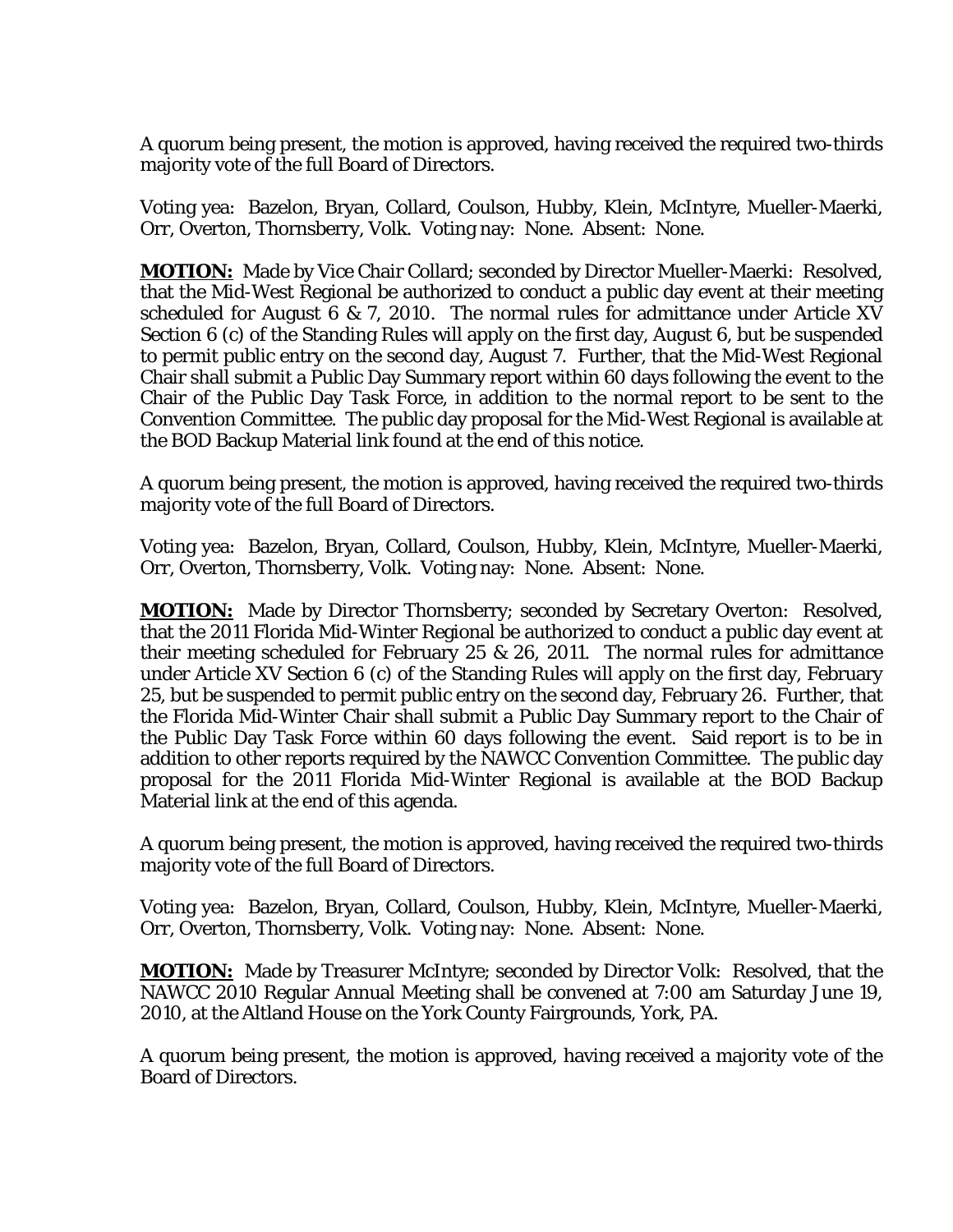A quorum being present, the motion is approved, having received the required two-thirds majority vote of the full Board of Directors.

Voting yea: Bazelon, Bryan, Collard, Coulson, Hubby, Klein, McIntyre, Mueller-Maerki, Orr, Overton, Thornsberry, Volk. Voting nay: None. Absent: None.

**MOTION:** Made by Vice Chair Collard; seconded by Director Mueller-Maerki: Resolved, that the Mid-West Regional be authorized to conduct a public day event at their meeting scheduled for August 6 & 7, 2010. The normal rules for admittance under Article XV Section 6 (c) of the Standing Rules will apply on the first day, August 6, but be suspended to permit public entry on the second day, August 7. Further, that the Mid-West Regional Chair shall submit a Public Day Summary report within 60 days following the event to the Chair of the Public Day Task Force, in addition to the normal report to be sent to the Convention Committee. The public day proposal for the Mid-West Regional is available at the BOD Backup Material link found at the end of this notice.

A quorum being present, the motion is approved, having received the required two-thirds majority vote of the full Board of Directors.

Voting yea: Bazelon, Bryan, Collard, Coulson, Hubby, Klein, McIntyre, Mueller-Maerki, Orr, Overton, Thornsberry, Volk. Voting nay: None. Absent: None.

**MOTION:** Made by Director Thornsberry; seconded by Secretary Overton: Resolved, that the 2011 Florida Mid-Winter Regional be authorized to conduct a public day event at their meeting scheduled for February 25 & 26, 2011. The normal rules for admittance under Article XV Section 6 (c) of the Standing Rules will apply on the first day, February 25, but be suspended to permit public entry on the second day, February 26. Further, that the Florida Mid-Winter Chair shall submit a Public Day Summary report to the Chair of the Public Day Task Force within 60 days following the event. Said report is to be in addition to other reports required by the NAWCC Convention Committee. The public day proposal for the 2011 Florida Mid-Winter Regional is available at the BOD Backup Material link at the end of this agenda.

A quorum being present, the motion is approved, having received the required two-thirds majority vote of the full Board of Directors.

Voting yea: Bazelon, Bryan, Collard, Coulson, Hubby, Klein, McIntyre, Mueller-Maerki, Orr, Overton, Thornsberry, Volk. Voting nay: None. Absent: None.

**MOTION:** Made by Treasurer McIntyre; seconded by Director Volk: Resolved, that the NAWCC 2010 Regular Annual Meeting shall be convened at 7:00 am Saturday June 19, 2010, at the Altland House on the York County Fairgrounds, York, PA.

A quorum being present, the motion is approved, having received a majority vote of the Board of Directors.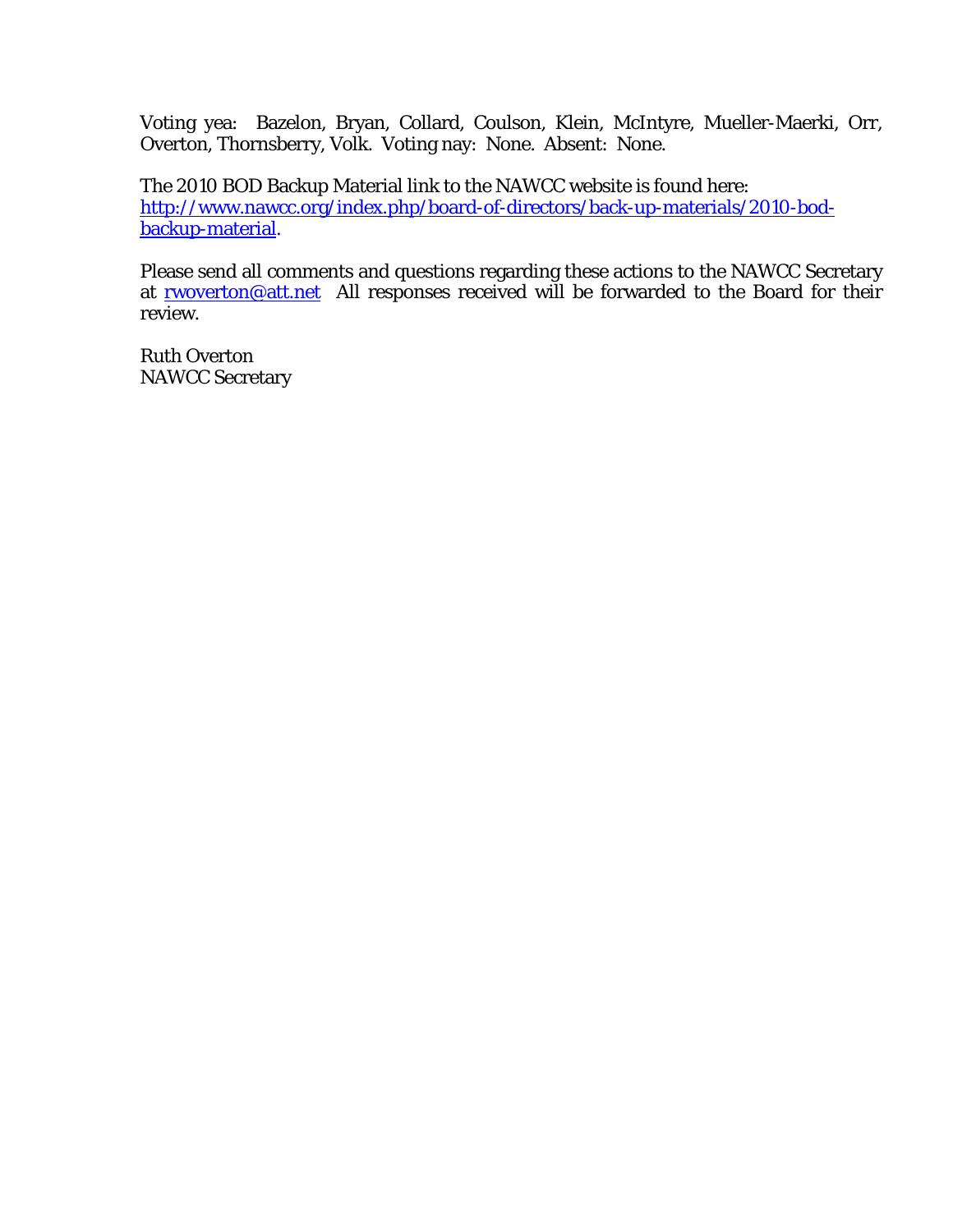Voting yea: Bazelon, Bryan, Collard, Coulson, Klein, McIntyre, Mueller-Maerki, Orr, Overton, Thornsberry, Volk. Voting nay: None. Absent: None.

The 2010 BOD Backup Material link to the NAWCC website is found here: [http://www.nawcc.org/index.php/board-of-directors/back-up-materials/2010-bod-backup-material](http://www.nawcc.org/index.php/board-of-directors/back-up-materials/2010-bod-backup-material).

Please send all comments and questions regarding these actions to the NAWCC Secretary at [rwoverton@att.net](mailto:rwoverton@att.net) All responses received will be forwarded to the Board for their review.

Ruth Overton
NAWCC Secretary